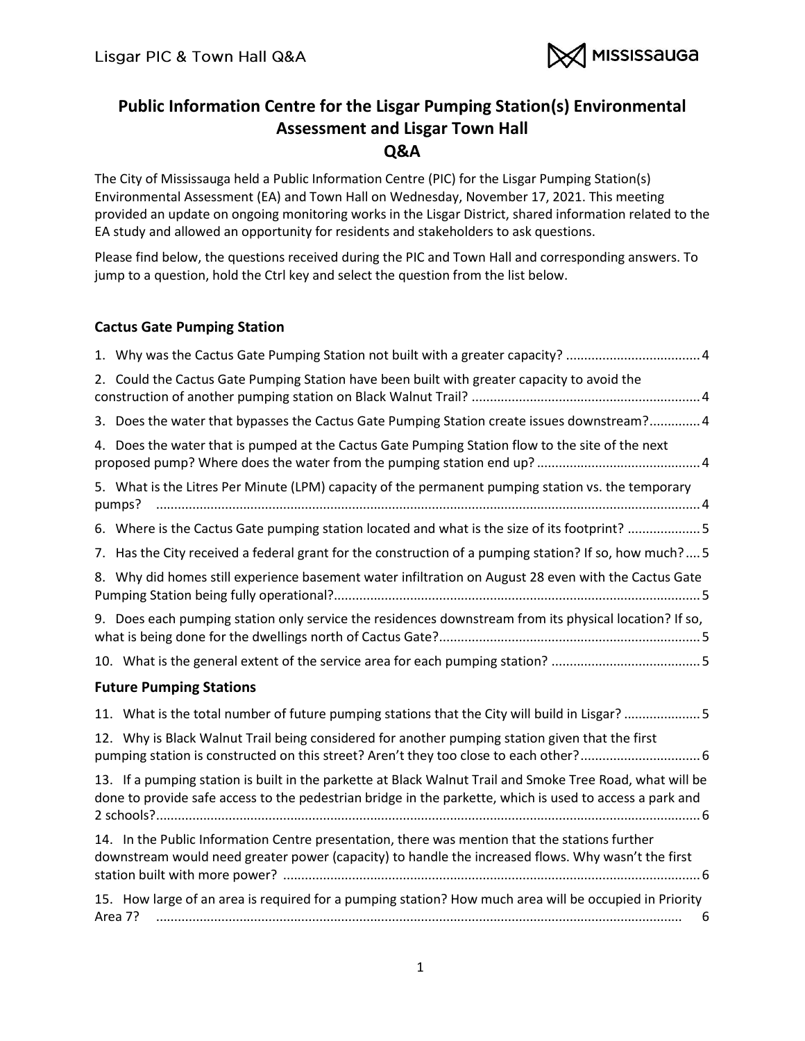# Public Information Centre for the Lisgar Pumping Station(s) Environmental Assessment and Lisgar Town Hall

## Q&A

The City of Mississauga held a Public Information Centre (PIC) for the Lisgar Pumping Station(s) Environmental Assessment (EA) and Town Hall on Wednesday, November 17, 2021. This meeting provided an update on ongoing monitoring works in the Lisgar District, shared information related to the EA study and allowed an opportunity for residents and stakeholders to ask questions.

Please find below, the questions received during the PIC and Town Hall and corresponding answers. To jump to a question, hold the Ctrl key and select the question from the list below.

### Cactus Gate Pumping Station

1. Why was the Cactus Gate Pumping Station not built with a greater capacity? ..... 4
2. Could the Cactus Gate Pumping Station have been built with greater capacity to avoid the construction of another pumping station on Black Walnut Trail? ..... 4
3. Does the water that bypasses the Cactus Gate Pumping Station create issues downstream? ..... 4
4. Does the water that is pumped at the Cactus Gate Pumping Station flow to the site of the next proposed pump? Where does the water from the pumping station end up? ..... 4
5. What is the Litres Per Minute (LPM) capacity of the permanent pumping station vs. the temporary pumps? ..... 4
6. Where is the Cactus Gate pumping station located and what is the size of its footprint? ..... 5
7. Has the City received a federal grant for the construction of a pumping station? If so, how much? ..... 5
8. Why did homes still experience basement water infiltration on August 28 even with the Cactus Gate Pumping Station being fully operational? ..... 5
9. Does each pumping station only service the residences downstream from its physical location? If so, what is being done for the dwellings north of Cactus Gate? ..... 5
10. What is the general extent of the service area for each pumping station? ..... 5

### Future Pumping Stations

11. What is the total number of future pumping stations that the City will build in Lisgar? ..... 5
12. Why is Black Walnut Trail being considered for another pumping station given that the first pumping station is constructed on this street? Aren't they too close to each other? ..... 6
13. If a pumping station is built in the parkette at Black Walnut Trail and Smoke Tree Road, what will be done to provide safe access to the pedestrian bridge in the parkette, which is used to access a park and 2 schools? ..... 6
14. In the Public Information Centre presentation, there was mention that the stations further downstream would need greater power (capacity) to handle the increased flows. Why wasn't the first station built with more power? ..... 6
15. How large of an area is required for a pumping station? How much area will be occupied in Priority Area 7? ..... 6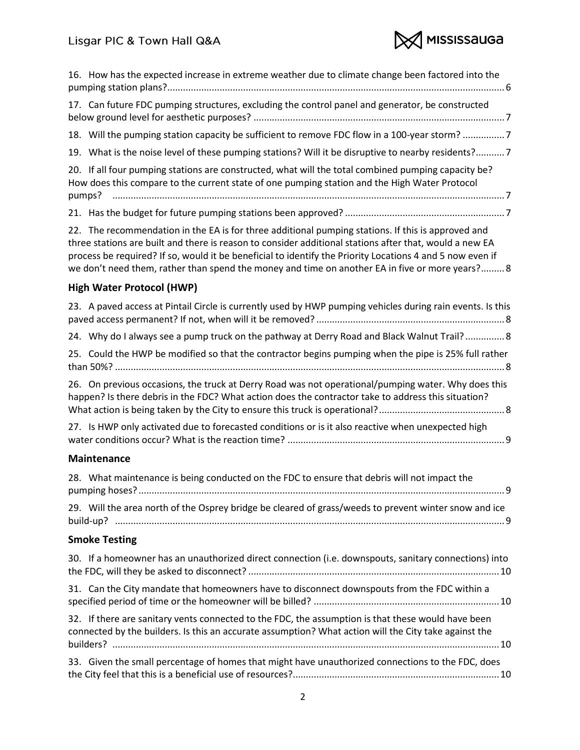16. How has the expected increase in extreme weather due to climate change been factored into the pumping station plans? ... 6

17. Can future FDC pumping structures, excluding the control panel and generator, be constructed below ground level for aesthetic purposes? ... 7

18. Will the pumping station capacity be sufficient to remove FDC flow in a 100-year storm? ... 7

19. What is the noise level of these pumping stations? Will it be disruptive to nearby residents? ... 7

20. If all four pumping stations are constructed, what will the total combined pumping capacity be? How does this compare to the current state of one pumping station and the High Water Protocol pumps? ... 7

21. Has the budget for future pumping stations been approved? ... 7

22. The recommendation in the EA is for three additional pumping stations. If this is approved and three stations are built and there is reason to consider additional stations after that, would a new EA process be required? If so, would it be beneficial to identify the Priority Locations 4 and 5 now even if we don't need them, rather than spend the money and time on another EA in five or more years? ... 8

### High Water Protocol (HWP)

23. A paved access at Pintail Circle is currently used by HWP pumping vehicles during rain events. Is this paved access permanent? If not, when will it be removed? ... 8

24. Why do I always see a pump truck on the pathway at Derry Road and Black Walnut Trail? ... 8

25. Could the HWP be modified so that the contractor begins pumping when the pipe is 25% full rather than 50%? ... 8

26. On previous occasions, the truck at Derry Road was not operational/pumping water. Why does this happen? Is there debris in the FDC? What action does the contractor take to address this situation? What action is being taken by the City to ensure this truck is operational? ... 8

27. Is HWP only activated due to forecasted conditions or is it also reactive when unexpected high water conditions occur? What is the reaction time? ... 9

### Maintenance

28. What maintenance is being conducted on the FDC to ensure that debris will not impact the pumping hoses? ... 9

29. Will the area north of the Osprey bridge be cleared of grass/weeds to prevent winter snow and ice build-up? ... 9

### Smoke Testing

30. If a homeowner has an unauthorized direct connection (i.e. downspouts, sanitary connections) into the FDC, will they be asked to disconnect? ... 10

31. Can the City mandate that homeowners have to disconnect downspouts from the FDC within a specified period of time or the homeowner will be billed? ... 10

32. If there are sanitary vents connected to the FDC, the assumption is that these would have been connected by the builders. Is this an accurate assumption? What action will the City take against the builders? ... 10

33. Given the small percentage of homes that might have unauthorized connections to the FDC, does the City feel that this is a beneficial use of resources? ... 10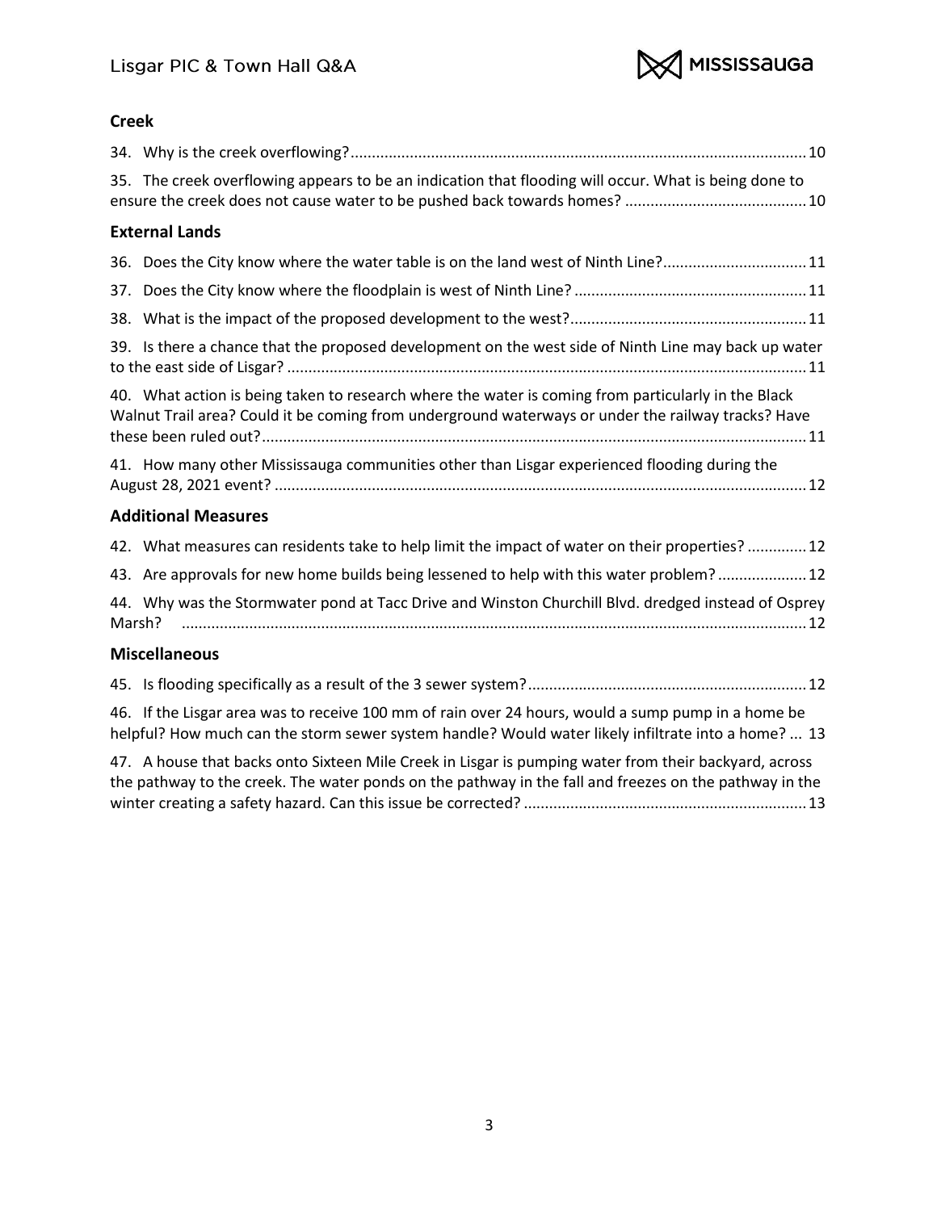### Creek

34. Why is the creek overflowing? 10

35. The creek overflowing appears to be an indication that flooding will occur. What is being done to ensure the creek does not cause water to be pushed back towards homes? 10

### External Lands

36. Does the City know where the water table is on the land west of Ninth Line? 11

37. Does the City know where the floodplain is west of Ninth Line? 11

38. What is the impact of the proposed development to the west? 11

39. Is there a chance that the proposed development on the west side of Ninth Line may back up water to the east side of Lisgar? 11

40. What action is being taken to research where the water is coming from particularly in the Black Walnut Trail area? Could it be coming from underground waterways or under the railway tracks? Have these been ruled out? 11

41. How many other Mississauga communities other than Lisgar experienced flooding during the August 28, 2021 event? 12

### Additional Measures

42. What measures can residents take to help limit the impact of water on their properties? 12

43. Are approvals for new home builds being lessened to help with this water problem? 12

44. Why was the Stormwater pond at Tacc Drive and Winston Churchill Blvd. dredged instead of Osprey Marsh? 12

### Miscellaneous

45. Is flooding specifically as a result of the 3 sewer system? 12

46. If the Lisgar area was to receive 100 mm of rain over 24 hours, would a sump pump in a home be helpful? How much can the storm sewer system handle? Would water likely infiltrate into a home? 13

47. A house that backs onto Sixteen Mile Creek in Lisgar is pumping water from their backyard, across the pathway to the creek. The water ponds on the pathway in the fall and freezes on the pathway in the winter creating a safety hazard. Can this issue be corrected? 13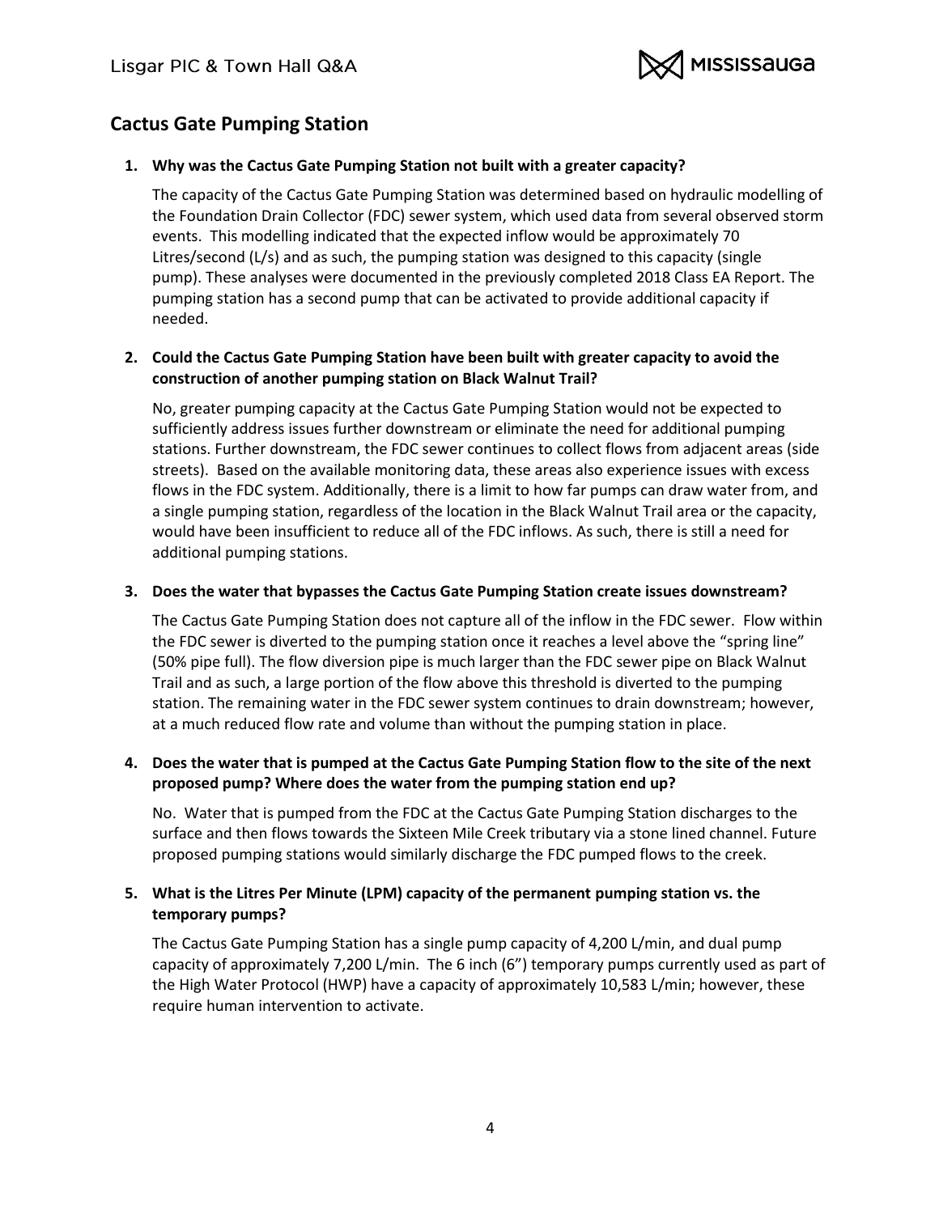## Cactus Gate Pumping Station

1. **Why was the Cactus Gate Pumping Station not built with a greater capacity?**

   The capacity of the Cactus Gate Pumping Station was determined based on hydraulic modelling of the Foundation Drain Collector (FDC) sewer system, which used data from several observed storm events. This modelling indicated that the expected inflow would be approximately 70 Litres/second (L/s) and as such, the pumping station was designed to this capacity (single pump). These analyses were documented in the previously completed 2018 Class EA Report. The pumping station has a second pump that can be activated to provide additional capacity if needed.

2. **Could the Cactus Gate Pumping Station have been built with greater capacity to avoid the construction of another pumping station on Black Walnut Trail?**

   No, greater pumping capacity at the Cactus Gate Pumping Station would not be expected to sufficiently address issues further downstream or eliminate the need for additional pumping stations. Further downstream, the FDC sewer continues to collect flows from adjacent areas (side streets). Based on the available monitoring data, these areas also experience issues with excess flows in the FDC system. Additionally, there is a limit to how far pumps can draw water from, and a single pumping station, regardless of the location in the Black Walnut Trail area or the capacity, would have been insufficient to reduce all of the FDC inflows. As such, there is still a need for additional pumping stations.

3. **Does the water that bypasses the Cactus Gate Pumping Station create issues downstream?**

   The Cactus Gate Pumping Station does not capture all of the inflow in the FDC sewer. Flow within the FDC sewer is diverted to the pumping station once it reaches a level above the "spring line" (50% pipe full). The flow diversion pipe is much larger than the FDC sewer pipe on Black Walnut Trail and as such, a large portion of the flow above this threshold is diverted to the pumping station. The remaining water in the FDC sewer system continues to drain downstream; however, at a much reduced flow rate and volume than without the pumping station in place.

4. **Does the water that is pumped at the Cactus Gate Pumping Station flow to the site of the next proposed pump? Where does the water from the pumping station end up?**

   No. Water that is pumped from the FDC at the Cactus Gate Pumping Station discharges to the surface and then flows towards the Sixteen Mile Creek tributary via a stone lined channel. Future proposed pumping stations would similarly discharge the FDC pumped flows to the creek.

5. **What is the Litres Per Minute (LPM) capacity of the permanent pumping station vs. the temporary pumps?**

   The Cactus Gate Pumping Station has a single pump capacity of 4,200 L/min, and dual pump capacity of approximately 7,200 L/min. The 6 inch (6") temporary pumps currently used as part of the High Water Protocol (HWP) have a capacity of approximately 10,583 L/min; however, these require human intervention to activate.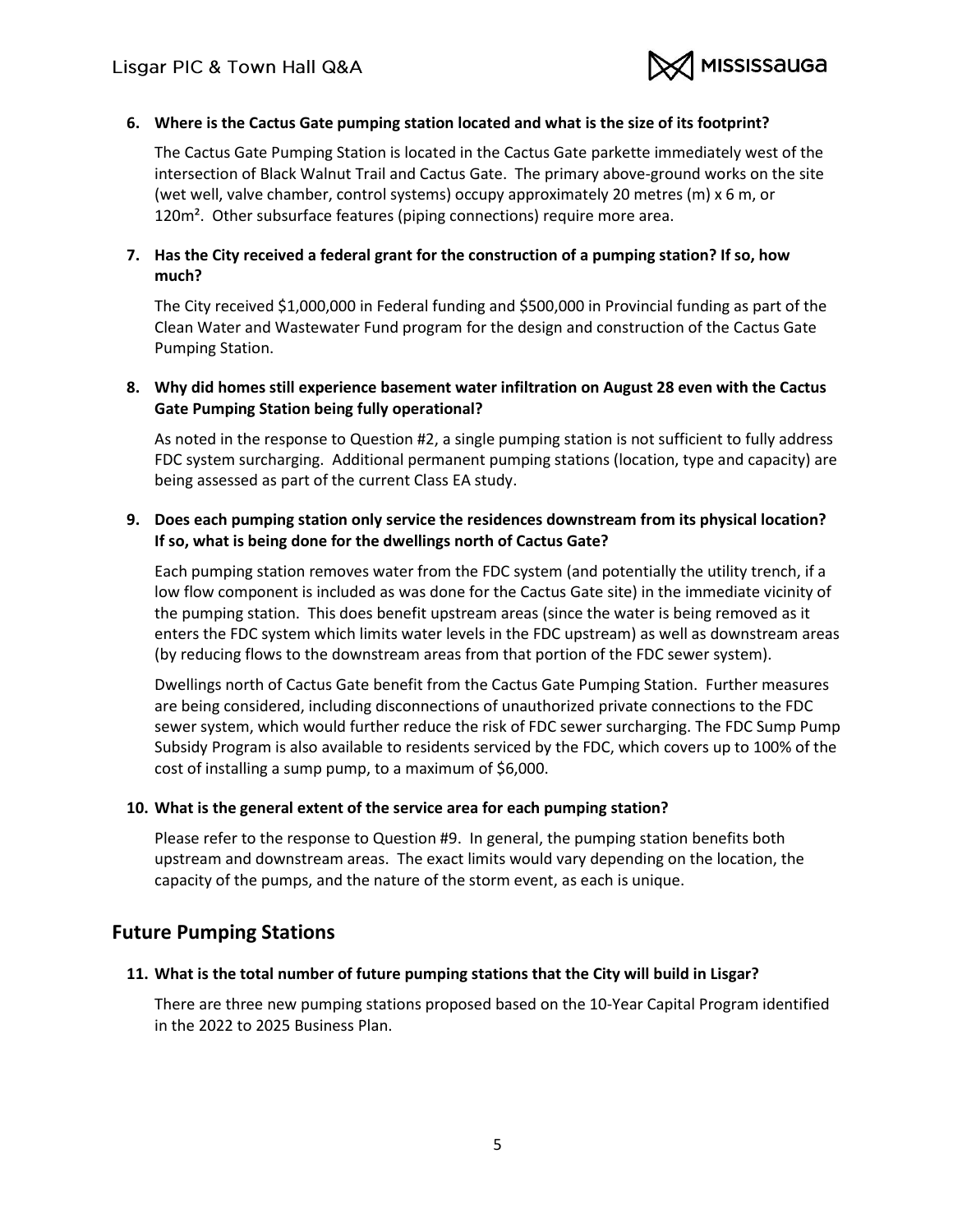6. **Where is the Cactus Gate pumping station located and what is the size of its footprint?**

   The Cactus Gate Pumping Station is located in the Cactus Gate parkette immediately west of the intersection of Black Walnut Trail and Cactus Gate. The primary above-ground works on the site (wet well, valve chamber, control systems) occupy approximately 20 metres (m) x 6 m, or 120m². Other subsurface features (piping connections) require more area.

7. **Has the City received a federal grant for the construction of a pumping station? If so, how much?**

   The City received $1,000,000 in Federal funding and $500,000 in Provincial funding as part of the Clean Water and Wastewater Fund program for the design and construction of the Cactus Gate Pumping Station.

8. **Why did homes still experience basement water infiltration on August 28 even with the Cactus Gate Pumping Station being fully operational?**

   As noted in the response to Question #2, a single pumping station is not sufficient to fully address FDC system surcharging. Additional permanent pumping stations (location, type and capacity) are being assessed as part of the current Class EA study.

9. **Does each pumping station only service the residences downstream from its physical location? If so, what is being done for the dwellings north of Cactus Gate?**

   Each pumping station removes water from the FDC system (and potentially the utility trench, if a low flow component is included as was done for the Cactus Gate site) in the immediate vicinity of the pumping station. This does benefit upstream areas (since the water is being removed as it enters the FDC system which limits water levels in the FDC upstream) as well as downstream areas (by reducing flows to the downstream areas from that portion of the FDC sewer system).

   Dwellings north of Cactus Gate benefit from the Cactus Gate Pumping Station. Further measures are being considered, including disconnections of unauthorized private connections to the FDC sewer system, which would further reduce the risk of FDC sewer surcharging. The FDC Sump Pump Subsidy Program is also available to residents serviced by the FDC, which covers up to 100% of the cost of installing a sump pump, to a maximum of $6,000.

10. **What is the general extent of the service area for each pumping station?**

    Please refer to the response to Question #9. In general, the pumping station benefits both upstream and downstream areas. The exact limits would vary depending on the location, the capacity of the pumps, and the nature of the storm event, as each is unique.

## Future Pumping Stations

11. **What is the total number of future pumping stations that the City will build in Lisgar?**

    There are three new pumping stations proposed based on the 10-Year Capital Program identified in the 2022 to 2025 Business Plan.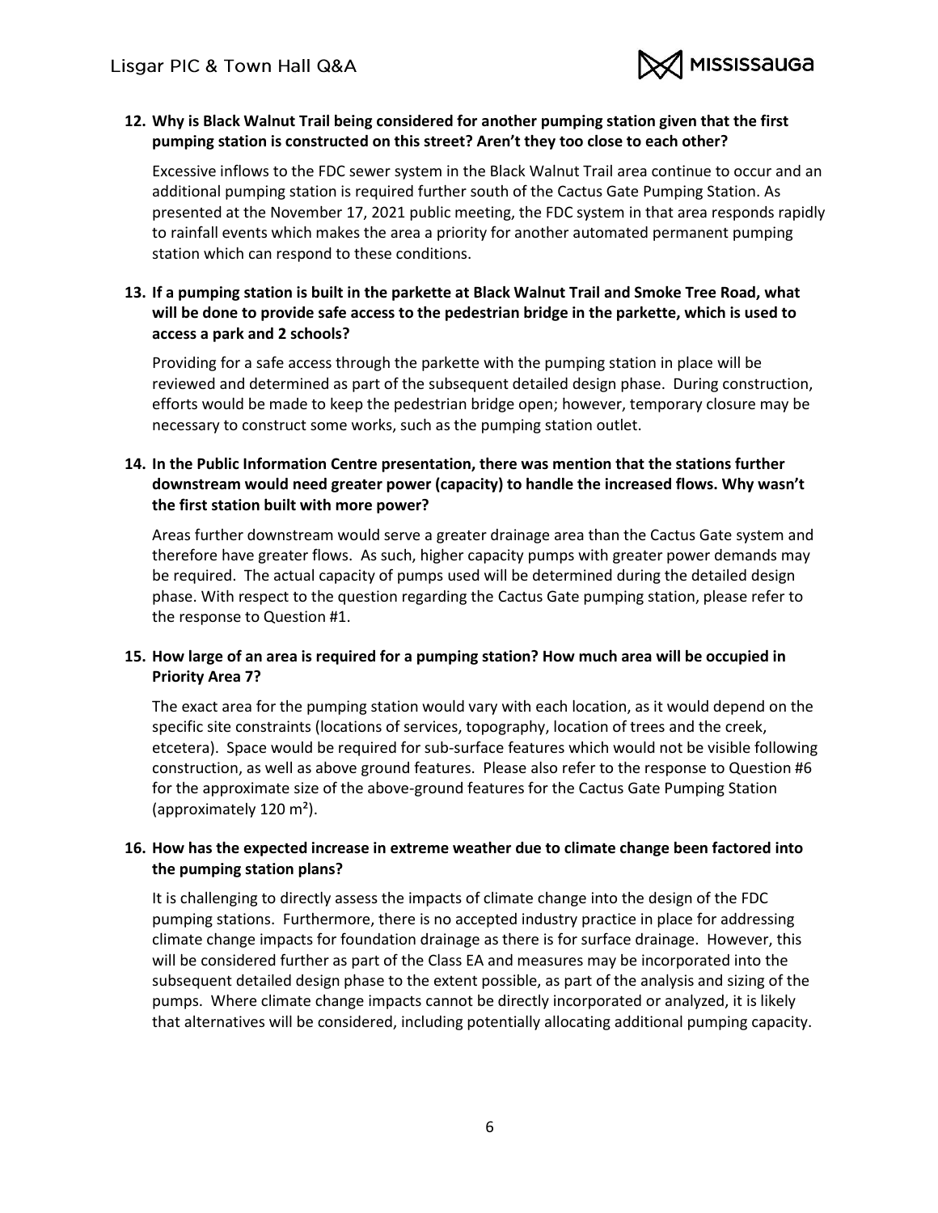**12. Why is Black Walnut Trail being considered for another pumping station given that the first pumping station is constructed on this street? Aren't they too close to each other?**

Excessive inflows to the FDC sewer system in the Black Walnut Trail area continue to occur and an additional pumping station is required further south of the Cactus Gate Pumping Station. As presented at the November 17, 2021 public meeting, the FDC system in that area responds rapidly to rainfall events which makes the area a priority for another automated permanent pumping station which can respond to these conditions.

**13. If a pumping station is built in the parkette at Black Walnut Trail and Smoke Tree Road, what will be done to provide safe access to the pedestrian bridge in the parkette, which is used to access a park and 2 schools?**

Providing for a safe access through the parkette with the pumping station in place will be reviewed and determined as part of the subsequent detailed design phase. During construction, efforts would be made to keep the pedestrian bridge open; however, temporary closure may be necessary to construct some works, such as the pumping station outlet.

**14. In the Public Information Centre presentation, there was mention that the stations further downstream would need greater power (capacity) to handle the increased flows. Why wasn't the first station built with more power?**

Areas further downstream would serve a greater drainage area than the Cactus Gate system and therefore have greater flows. As such, higher capacity pumps with greater power demands may be required. The actual capacity of pumps used will be determined during the detailed design phase. With respect to the question regarding the Cactus Gate pumping station, please refer to the response to Question #1.

**15. How large of an area is required for a pumping station? How much area will be occupied in Priority Area 7?**

The exact area for the pumping station would vary with each location, as it would depend on the specific site constraints (locations of services, topography, location of trees and the creek, etcetera). Space would be required for sub-surface features which would not be visible following construction, as well as above ground features. Please also refer to the response to Question #6 for the approximate size of the above-ground features for the Cactus Gate Pumping Station (approximately 120 $m^2$).

**16. How has the expected increase in extreme weather due to climate change been factored into the pumping station plans?**

It is challenging to directly assess the impacts of climate change into the design of the FDC pumping stations. Furthermore, there is no accepted industry practice in place for addressing climate change impacts for foundation drainage as there is for surface drainage. However, this will be considered further as part of the Class EA and measures may be incorporated into the subsequent detailed design phase to the extent possible, as part of the analysis and sizing of the pumps. Where climate change impacts cannot be directly incorporated or analyzed, it is likely that alternatives will be considered, including potentially allocating additional pumping capacity.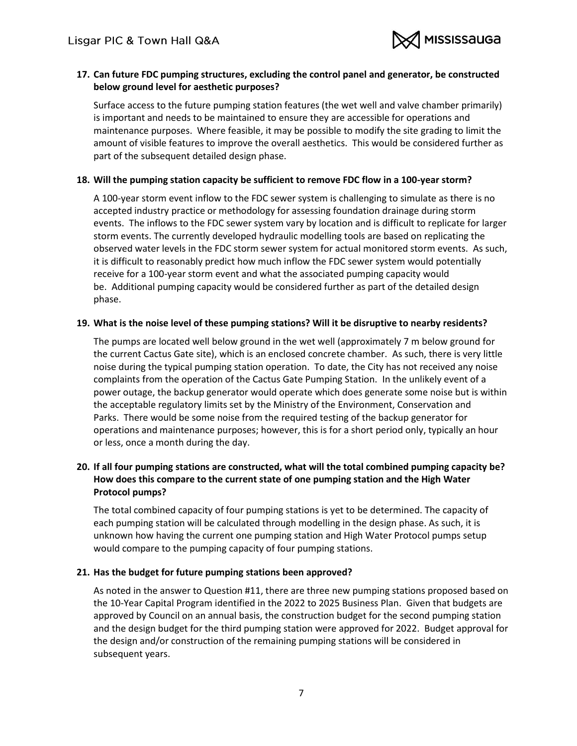**17. Can future FDC pumping structures, excluding the control panel and generator, be constructed below ground level for aesthetic purposes?**

Surface access to the future pumping station features (the wet well and valve chamber primarily) is important and needs to be maintained to ensure they are accessible for operations and maintenance purposes. Where feasible, it may be possible to modify the site grading to limit the amount of visible features to improve the overall aesthetics. This would be considered further as part of the subsequent detailed design phase.

**18. Will the pumping station capacity be sufficient to remove FDC flow in a 100-year storm?**

A 100-year storm event inflow to the FDC sewer system is challenging to simulate as there is no accepted industry practice or methodology for assessing foundation drainage during storm events. The inflows to the FDC sewer system vary by location and is difficult to replicate for larger storm events. The currently developed hydraulic modelling tools are based on replicating the observed water levels in the FDC storm sewer system for actual monitored storm events. As such, it is difficult to reasonably predict how much inflow the FDC sewer system would potentially receive for a 100-year storm event and what the associated pumping capacity would be. Additional pumping capacity would be considered further as part of the detailed design phase.

**19. What is the noise level of these pumping stations? Will it be disruptive to nearby residents?**

The pumps are located well below ground in the wet well (approximately 7 m below ground for the current Cactus Gate site), which is an enclosed concrete chamber. As such, there is very little noise during the typical pumping station operation. To date, the City has not received any noise complaints from the operation of the Cactus Gate Pumping Station. In the unlikely event of a power outage, the backup generator would operate which does generate some noise but is within the acceptable regulatory limits set by the Ministry of the Environment, Conservation and Parks. There would be some noise from the required testing of the backup generator for operations and maintenance purposes; however, this is for a short period only, typically an hour or less, once a month during the day.

**20. If all four pumping stations are constructed, what will the total combined pumping capacity be? How does this compare to the current state of one pumping station and the High Water Protocol pumps?**

The total combined capacity of four pumping stations is yet to be determined. The capacity of each pumping station will be calculated through modelling in the design phase. As such, it is unknown how having the current one pumping station and High Water Protocol pumps setup would compare to the pumping capacity of four pumping stations.

**21. Has the budget for future pumping stations been approved?**

As noted in the answer to Question #11, there are three new pumping stations proposed based on the 10-Year Capital Program identified in the 2022 to 2025 Business Plan. Given that budgets are approved by Council on an annual basis, the construction budget for the second pumping station and the design budget for the third pumping station were approved for 2022. Budget approval for the design and/or construction of the remaining pumping stations will be considered in subsequent years.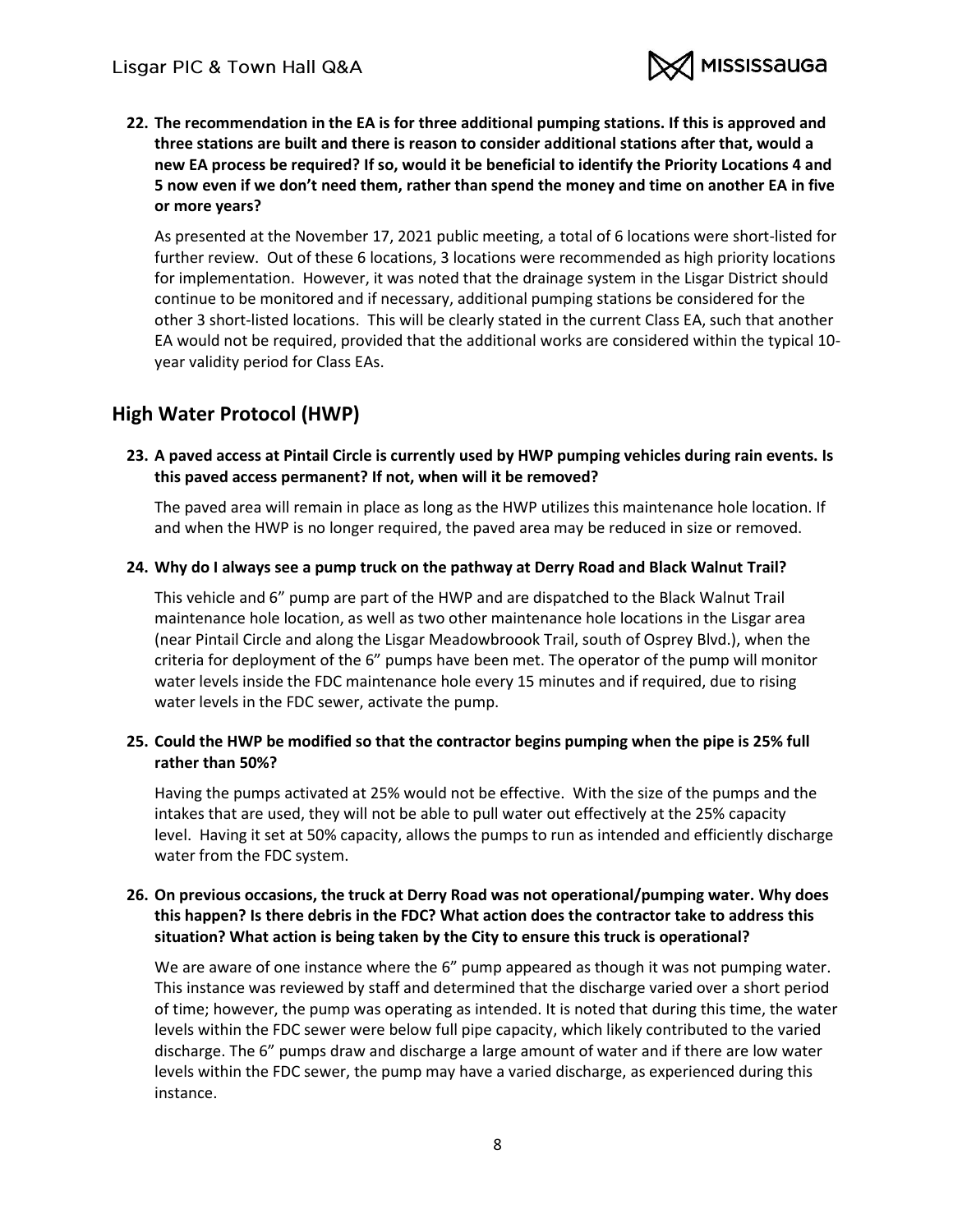**22. The recommendation in the EA is for three additional pumping stations. If this is approved and three stations are built and there is reason to consider additional stations after that, would a new EA process be required? If so, would it be beneficial to identify the Priority Locations 4 and 5 now even if we don't need them, rather than spend the money and time on another EA in five or more years?**

As presented at the November 17, 2021 public meeting, a total of 6 locations were short-listed for further review. Out of these 6 locations, 3 locations were recommended as high priority locations for implementation. However, it was noted that the drainage system in the Lisgar District should continue to be monitored and if necessary, additional pumping stations be considered for the other 3 short-listed locations. This will be clearly stated in the current Class EA, such that another EA would not be required, provided that the additional works are considered within the typical 10-year validity period for Class EAs.

## High Water Protocol (HWP)

**23. A paved access at Pintail Circle is currently used by HWP pumping vehicles during rain events. Is this paved access permanent? If not, when will it be removed?**

The paved area will remain in place as long as the HWP utilizes this maintenance hole location. If and when the HWP is no longer required, the paved area may be reduced in size or removed.

**24. Why do I always see a pump truck on the pathway at Derry Road and Black Walnut Trail?**

This vehicle and 6" pump are part of the HWP and are dispatched to the Black Walnut Trail maintenance hole location, as well as two other maintenance hole locations in the Lisgar area (near Pintail Circle and along the Lisgar Meadowbroook Trail, south of Osprey Blvd.), when the criteria for deployment of the 6" pumps have been met. The operator of the pump will monitor water levels inside the FDC maintenance hole every 15 minutes and if required, due to rising water levels in the FDC sewer, activate the pump.

**25. Could the HWP be modified so that the contractor begins pumping when the pipe is 25% full rather than 50%?**

Having the pumps activated at 25% would not be effective. With the size of the pumps and the intakes that are used, they will not be able to pull water out effectively at the 25% capacity level. Having it set at 50% capacity, allows the pumps to run as intended and efficiently discharge water from the FDC system.

**26. On previous occasions, the truck at Derry Road was not operational/pumping water. Why does this happen? Is there debris in the FDC? What action does the contractor take to address this situation? What action is being taken by the City to ensure this truck is operational?**

We are aware of one instance where the 6" pump appeared as though it was not pumping water. This instance was reviewed by staff and determined that the discharge varied over a short period of time; however, the pump was operating as intended. It is noted that during this time, the water levels within the FDC sewer were below full pipe capacity, which likely contributed to the varied discharge. The 6" pumps draw and discharge a large amount of water and if there are low water levels within the FDC sewer, the pump may have a varied discharge, as experienced during this instance.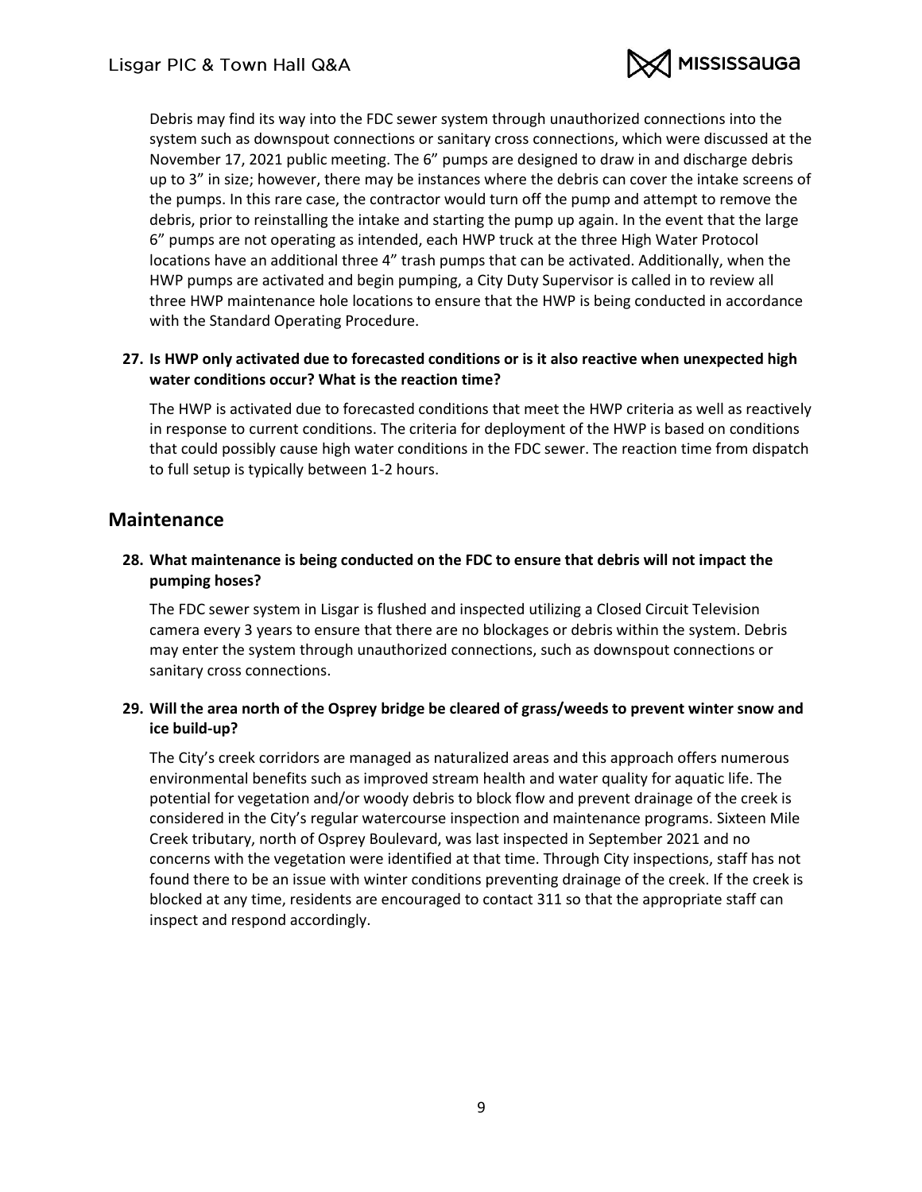Debris may find its way into the FDC sewer system through unauthorized connections into the system such as downspout connections or sanitary cross connections, which were discussed at the November 17, 2021 public meeting. The 6” pumps are designed to draw in and discharge debris up to 3” in size; however, there may be instances where the debris can cover the intake screens of the pumps. In this rare case, the contractor would turn off the pump and attempt to remove the debris, prior to reinstalling the intake and starting the pump up again. In the event that the large 6” pumps are not operating as intended, each HWP truck at the three High Water Protocol locations have an additional three 4” trash pumps that can be activated. Additionally, when the HWP pumps are activated and begin pumping, a City Duty Supervisor is called in to review all three HWP maintenance hole locations to ensure that the HWP is being conducted in accordance with the Standard Operating Procedure.

**27. Is HWP only activated due to forecasted conditions or is it also reactive when unexpected high water conditions occur? What is the reaction time?**

The HWP is activated due to forecasted conditions that meet the HWP criteria as well as reactively in response to current conditions. The criteria for deployment of the HWP is based on conditions that could possibly cause high water conditions in the FDC sewer. The reaction time from dispatch to full setup is typically between 1-2 hours.

## Maintenance

**28. What maintenance is being conducted on the FDC to ensure that debris will not impact the pumping hoses?**

The FDC sewer system in Lisgar is flushed and inspected utilizing a Closed Circuit Television camera every 3 years to ensure that there are no blockages or debris within the system. Debris may enter the system through unauthorized connections, such as downspout connections or sanitary cross connections.

**29. Will the area north of the Osprey bridge be cleared of grass/weeds to prevent winter snow and ice build-up?**

The City’s creek corridors are managed as naturalized areas and this approach offers numerous environmental benefits such as improved stream health and water quality for aquatic life. The potential for vegetation and/or woody debris to block flow and prevent drainage of the creek is considered in the City’s regular watercourse inspection and maintenance programs. Sixteen Mile Creek tributary, north of Osprey Boulevard, was last inspected in September 2021 and no concerns with the vegetation were identified at that time. Through City inspections, staff has not found there to be an issue with winter conditions preventing drainage of the creek. If the creek is blocked at any time, residents are encouraged to contact 311 so that the appropriate staff can inspect and respond accordingly.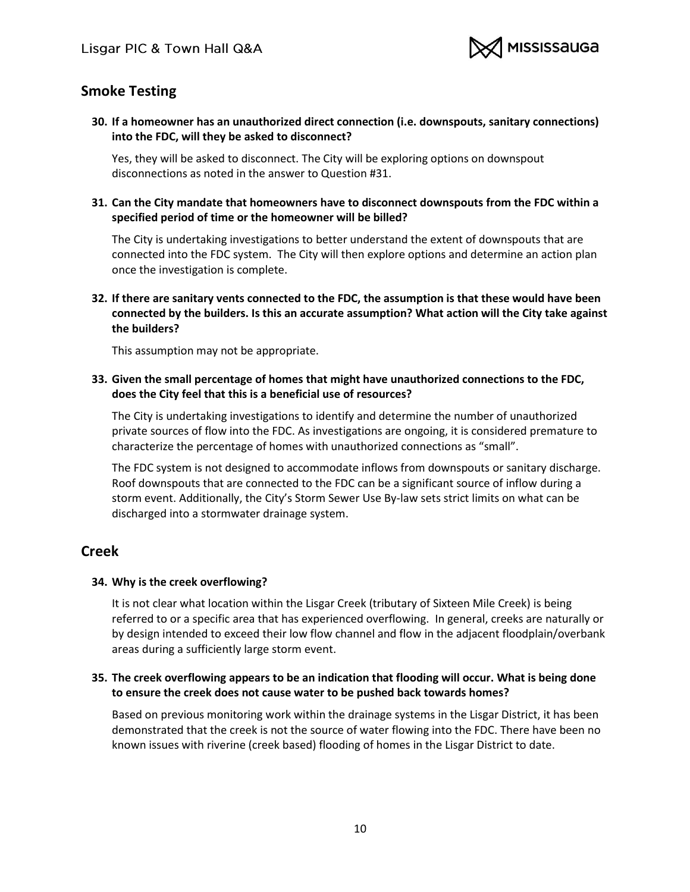## Smoke Testing

**30. If a homeowner has an unauthorized direct connection (i.e. downspouts, sanitary connections) into the FDC, will they be asked to disconnect?**

Yes, they will be asked to disconnect. The City will be exploring options on downspout disconnections as noted in the answer to Question #31.

**31. Can the City mandate that homeowners have to disconnect downspouts from the FDC within a specified period of time or the homeowner will be billed?**

The City is undertaking investigations to better understand the extent of downspouts that are connected into the FDC system. The City will then explore options and determine an action plan once the investigation is complete.

**32. If there are sanitary vents connected to the FDC, the assumption is that these would have been connected by the builders. Is this an accurate assumption? What action will the City take against the builders?**

This assumption may not be appropriate.

**33. Given the small percentage of homes that might have unauthorized connections to the FDC, does the City feel that this is a beneficial use of resources?**

The City is undertaking investigations to identify and determine the number of unauthorized private sources of flow into the FDC. As investigations are ongoing, it is considered premature to characterize the percentage of homes with unauthorized connections as "small".

The FDC system is not designed to accommodate inflows from downspouts or sanitary discharge. Roof downspouts that are connected to the FDC can be a significant source of inflow during a storm event. Additionally, the City's Storm Sewer Use By-law sets strict limits on what can be discharged into a stormwater drainage system.

## Creek

**34. Why is the creek overflowing?**

It is not clear what location within the Lisgar Creek (tributary of Sixteen Mile Creek) is being referred to or a specific area that has experienced overflowing. In general, creeks are naturally or by design intended to exceed their low flow channel and flow in the adjacent floodplain/overbank areas during a sufficiently large storm event.

**35. The creek overflowing appears to be an indication that flooding will occur. What is being done to ensure the creek does not cause water to be pushed back towards homes?**

Based on previous monitoring work within the drainage systems in the Lisgar District, it has been demonstrated that the creek is not the source of water flowing into the FDC. There have been no known issues with riverine (creek based) flooding of homes in the Lisgar District to date.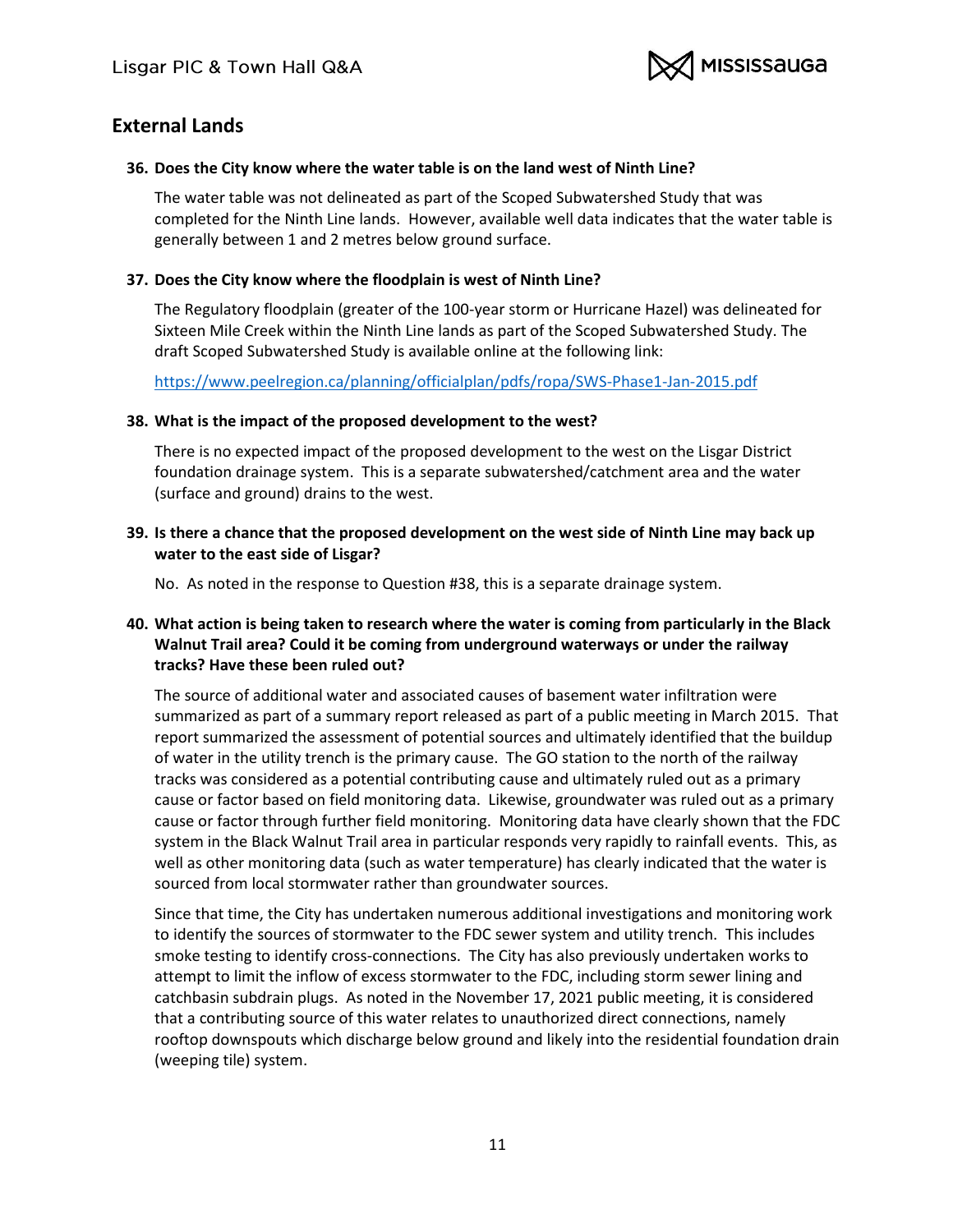## External Lands

**36. Does the City know where the water table is on the land west of Ninth Line?**

The water table was not delineated as part of the Scoped Subwatershed Study that was completed for the Ninth Line lands. However, available well data indicates that the water table is generally between 1 and 2 metres below ground surface.

**37. Does the City know where the floodplain is west of Ninth Line?**

The Regulatory floodplain (greater of the 100-year storm or Hurricane Hazel) was delineated for Sixteen Mile Creek within the Ninth Line lands as part of the Scoped Subwatershed Study. The draft Scoped Subwatershed Study is available online at the following link:

https://www.peelregion.ca/planning/officialplan/pdfs/ropa/SWS-Phase1-Jan-2015.pdf

**38. What is the impact of the proposed development to the west?**

There is no expected impact of the proposed development to the west on the Lisgar District foundation drainage system. This is a separate subwatershed/catchment area and the water (surface and ground) drains to the west.

**39. Is there a chance that the proposed development on the west side of Ninth Line may back up water to the east side of Lisgar?**

No. As noted in the response to Question #38, this is a separate drainage system.

**40. What action is being taken to research where the water is coming from particularly in the Black Walnut Trail area? Could it be coming from underground waterways or under the railway tracks? Have these been ruled out?**

The source of additional water and associated causes of basement water infiltration were summarized as part of a summary report released as part of a public meeting in March 2015. That report summarized the assessment of potential sources and ultimately identified that the buildup of water in the utility trench is the primary cause. The GO station to the north of the railway tracks was considered as a potential contributing cause and ultimately ruled out as a primary cause or factor based on field monitoring data. Likewise, groundwater was ruled out as a primary cause or factor through further field monitoring. Monitoring data have clearly shown that the FDC system in the Black Walnut Trail area in particular responds very rapidly to rainfall events. This, as well as other monitoring data (such as water temperature) has clearly indicated that the water is sourced from local stormwater rather than groundwater sources.

Since that time, the City has undertaken numerous additional investigations and monitoring work to identify the sources of stormwater to the FDC sewer system and utility trench. This includes smoke testing to identify cross-connections. The City has also previously undertaken works to attempt to limit the inflow of excess stormwater to the FDC, including storm sewer lining and catchbasin subdrain plugs. As noted in the November 17, 2021 public meeting, it is considered that a contributing source of this water relates to unauthorized direct connections, namely rooftop downspouts which discharge below ground and likely into the residential foundation drain (weeping tile) system.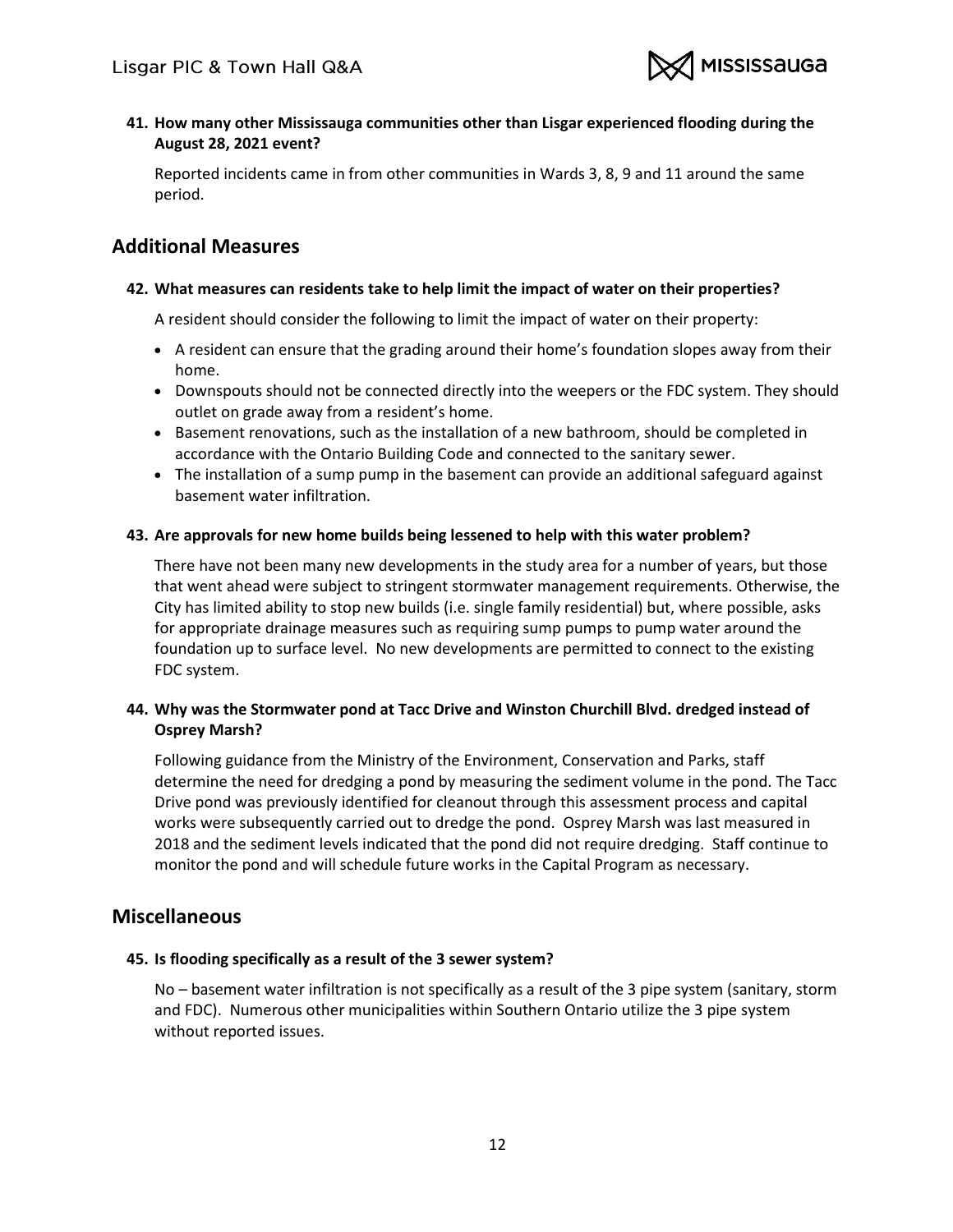**41. How many other Mississauga communities other than Lisgar experienced flooding during the August 28, 2021 event?**

Reported incidents came in from other communities in Wards 3, 8, 9 and 11 around the same period.

## Additional Measures

**42. What measures can residents take to help limit the impact of water on their properties?**

A resident should consider the following to limit the impact of water on their property:

- A resident can ensure that the grading around their home's foundation slopes away from their home.
- Downspouts should not be connected directly into the weepers or the FDC system. They should outlet on grade away from a resident's home.
- Basement renovations, such as the installation of a new bathroom, should be completed in accordance with the Ontario Building Code and connected to the sanitary sewer.
- The installation of a sump pump in the basement can provide an additional safeguard against basement water infiltration.

**43. Are approvals for new home builds being lessened to help with this water problem?**

There have not been many new developments in the study area for a number of years, but those that went ahead were subject to stringent stormwater management requirements. Otherwise, the City has limited ability to stop new builds (i.e. single family residential) but, where possible, asks for appropriate drainage measures such as requiring sump pumps to pump water around the foundation up to surface level. No new developments are permitted to connect to the existing FDC system.

**44. Why was the Stormwater pond at Tacc Drive and Winston Churchill Blvd. dredged instead of Osprey Marsh?**

Following guidance from the Ministry of the Environment, Conservation and Parks, staff determine the need for dredging a pond by measuring the sediment volume in the pond. The Tacc Drive pond was previously identified for cleanout through this assessment process and capital works were subsequently carried out to dredge the pond. Osprey Marsh was last measured in 2018 and the sediment levels indicated that the pond did not require dredging. Staff continue to monitor the pond and will schedule future works in the Capital Program as necessary.

## Miscellaneous

**45. Is flooding specifically as a result of the 3 sewer system?**

No – basement water infiltration is not specifically as a result of the 3 pipe system (sanitary, storm and FDC). Numerous other municipalities within Southern Ontario utilize the 3 pipe system without reported issues.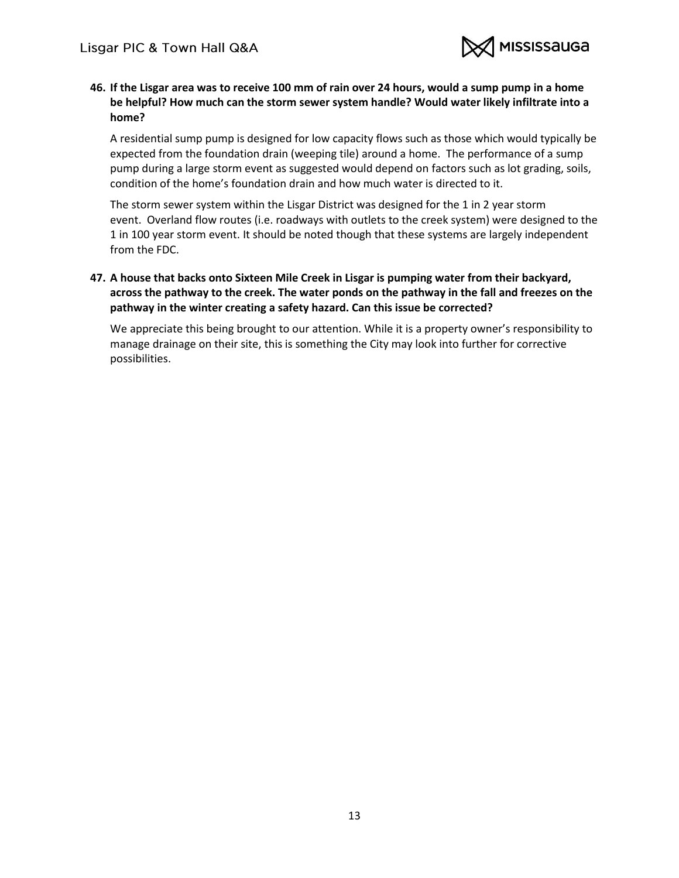46. **If the Lisgar area was to receive 100 mm of rain over 24 hours, would a sump pump in a home be helpful? How much can the storm sewer system handle? Would water likely infiltrate into a home?**

    A residential sump pump is designed for low capacity flows such as those which would typically be expected from the foundation drain (weeping tile) around a home. The performance of a sump pump during a large storm event as suggested would depend on factors such as lot grading, soils, condition of the home's foundation drain and how much water is directed to it.

    The storm sewer system within the Lisgar District was designed for the 1 in 2 year storm event. Overland flow routes (i.e. roadways with outlets to the creek system) were designed to the 1 in 100 year storm event. It should be noted though that these systems are largely independent from the FDC.

47. **A house that backs onto Sixteen Mile Creek in Lisgar is pumping water from their backyard, across the pathway to the creek. The water ponds on the pathway in the fall and freezes on the pathway in the winter creating a safety hazard. Can this issue be corrected?**

    We appreciate this being brought to our attention. While it is a property owner's responsibility to manage drainage on their site, this is something the City may look into further for corrective possibilities.